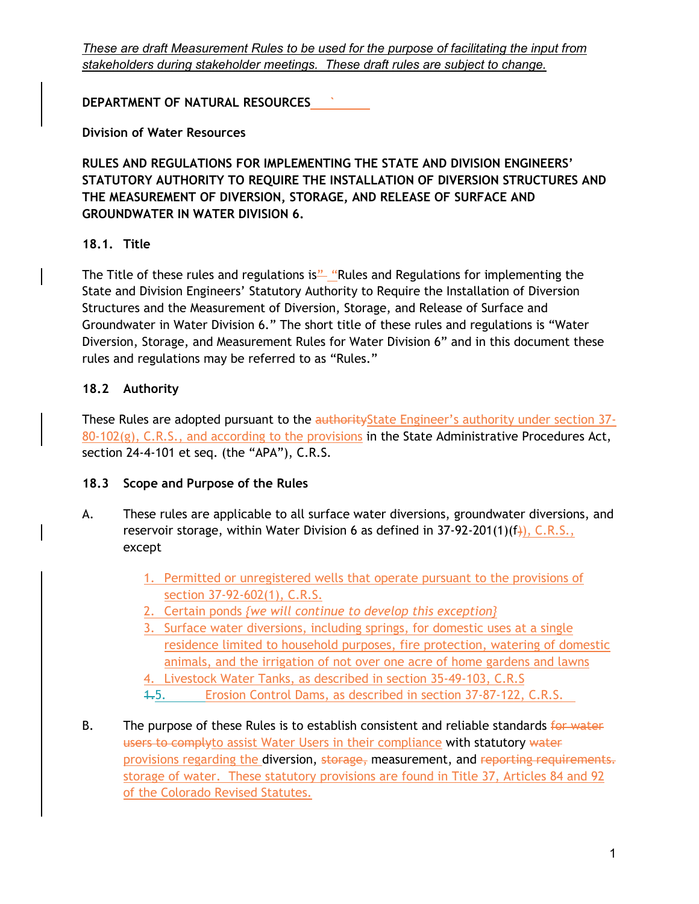*These are draft Measurement Rules to be used for the purpose of facilitating the input from stakeholders during stakeholder meetings. These draft rules are subject to change.*

**DEPARTMENT OF NATURAL RESOURCES** `

**Division of Water Resources**

**RULES AND REGULATIONS FOR IMPLEMENTING THE STATE AND DIVISION ENGINEERS' STATUTORY AUTHORITY TO REQUIRE THE INSTALLATION OF DIVERSION STRUCTURES AND THE MEASUREMENT OF DIVERSION, STORAGE, AND RELEASE OF SURFACE AND GROUNDWATER IN WATER DIVISION 6.**

## 18.1. Title

The Title of these rules and regulations is~~"~~ "Rules and Regulations for implementing the State and Division Engineers' Statutory Authority to Require the Installation of Diversion Structures and the Measurement of Diversion, Storage, and Release of Surface and Groundwater in Water Division 6." The short title of these rules and regulations is "Water Diversion, Storage, and Measurement Rules for Water Division 6" and in this document these rules and regulations may be referred to as "Rules."

## 18.2 Authority

These Rules are adopted pursuant to the ~~authority~~State Engineer's authority under section 37-80-102(g), C.R.S., and according to the provisions in the State Administrative Procedures Act, section 24-4-101 et seq. (the "APA"), C.R.S.

## 18.3 Scope and Purpose of the Rules

A. These rules are applicable to all surface water diversions, groundwater diversions, and reservoir storage, within Water Division 6 as defined in 37-92-201(1)(f~~)~~), C.R.S., except

1. Permitted or unregistered wells that operate pursuant to the provisions of section 37-92-602(1), C.R.S.
2. Certain ponds *{we will continue to develop this exception}*
3. Surface water diversions, including springs, for domestic uses at a single residence limited to household purposes, fire protection, watering of domestic animals, and the irrigation of not over one acre of home gardens and lawns
4. Livestock Water Tanks, as described in section 35-49-103, C.R.S
5. ~~1.~~5. Erosion Control Dams, as described in section 37-87-122, C.R.S.

B. The purpose of these Rules is to establish consistent and reliable standards ~~for water users to comply~~to assist Water Users in their compliance with statutory ~~water~~ provisions regarding the diversion, ~~storage,~~ measurement, and ~~reporting requirements.~~ storage of water. These statutory provisions are found in Title 37, Articles 84 and 92 of the Colorado Revised Statutes.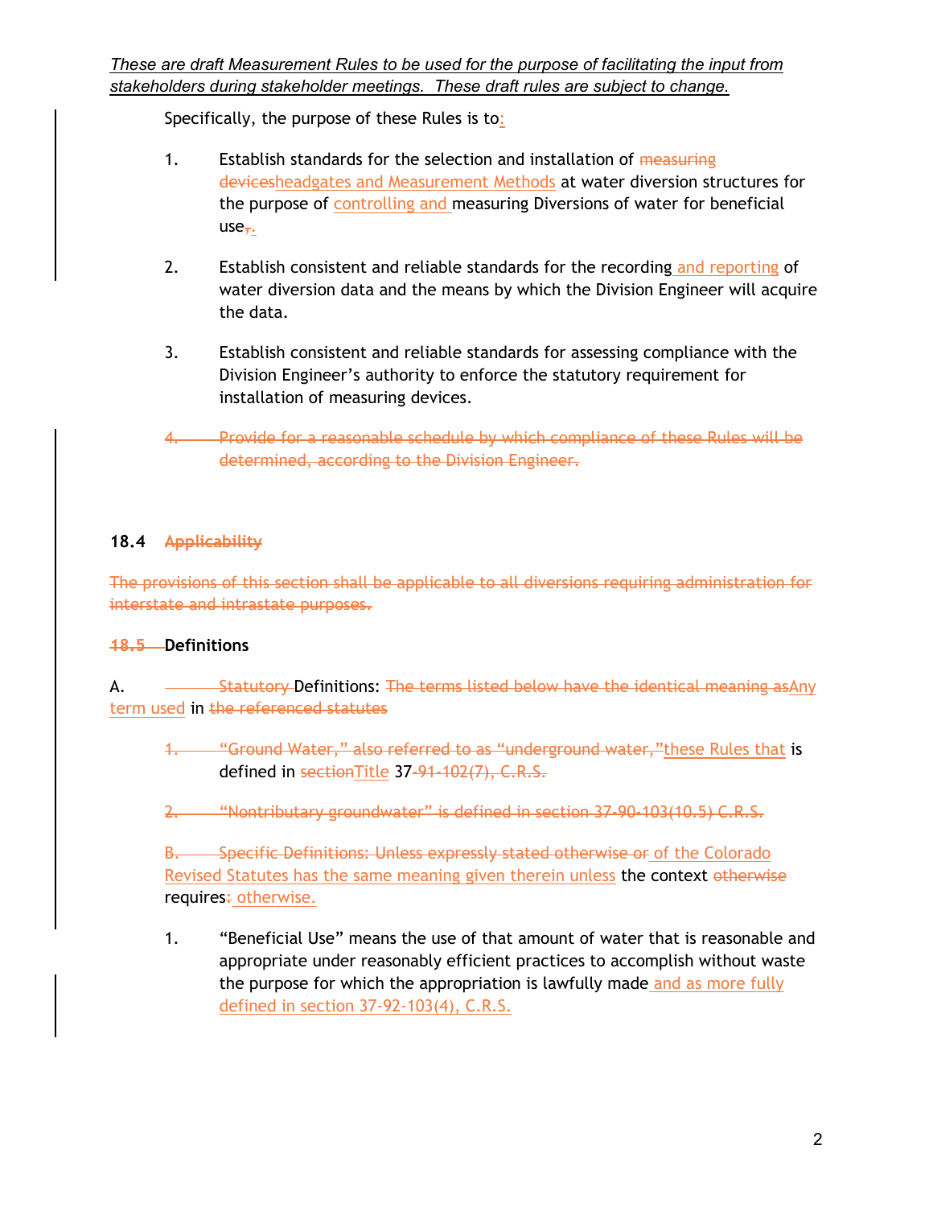Specifically, the purpose of these Rules is to:

1. Establish standards for the selection and installation of ~~measuring devices~~headgates and Measurement Methods at water diversion structures for the purpose of controlling and measuring Diversions of water for beneficial use~~,~~.

2. Establish consistent and reliable standards for the recording and reporting of water diversion data and the means by which the Division Engineer will acquire the data.

3. Establish consistent and reliable standards for assessing compliance with the Division Engineer's authority to enforce the statutory requirement for installation of measuring devices.

~~4. Provide for a reasonable schedule by which compliance of these Rules will be determined, according to the Division Engineer.~~

**18.4 ~~Applicability~~**

~~The provisions of this section shall be applicable to all diversions requiring administration for interstate and intrastate purposes.~~

**~~18.5~~ Definitions**

A. ~~Statutory~~ Definitions: ~~The terms listed below have the identical meaning as~~Any term used in ~~the referenced statutes~~

~~1. "Ground Water," also referred to as "underground water,"~~these Rules that is defined in ~~section~~Title 37~~-91-102(7), C.R.S.~~

~~2. "Nontributary groundwater" is defined in section 37-90-103(10.5) C.R.S.~~

~~B. Specific Definitions: Unless expressly stated otherwise or~~ of the Colorado Revised Statutes has the same meaning given therein unless the context ~~otherwise~~ requires~~:~~ otherwise.

1. "Beneficial Use" means the use of that amount of water that is reasonable and appropriate under reasonably efficient practices to accomplish without waste the purpose for which the appropriation is lawfully made and as more fully defined in section 37-92-103(4), C.R.S.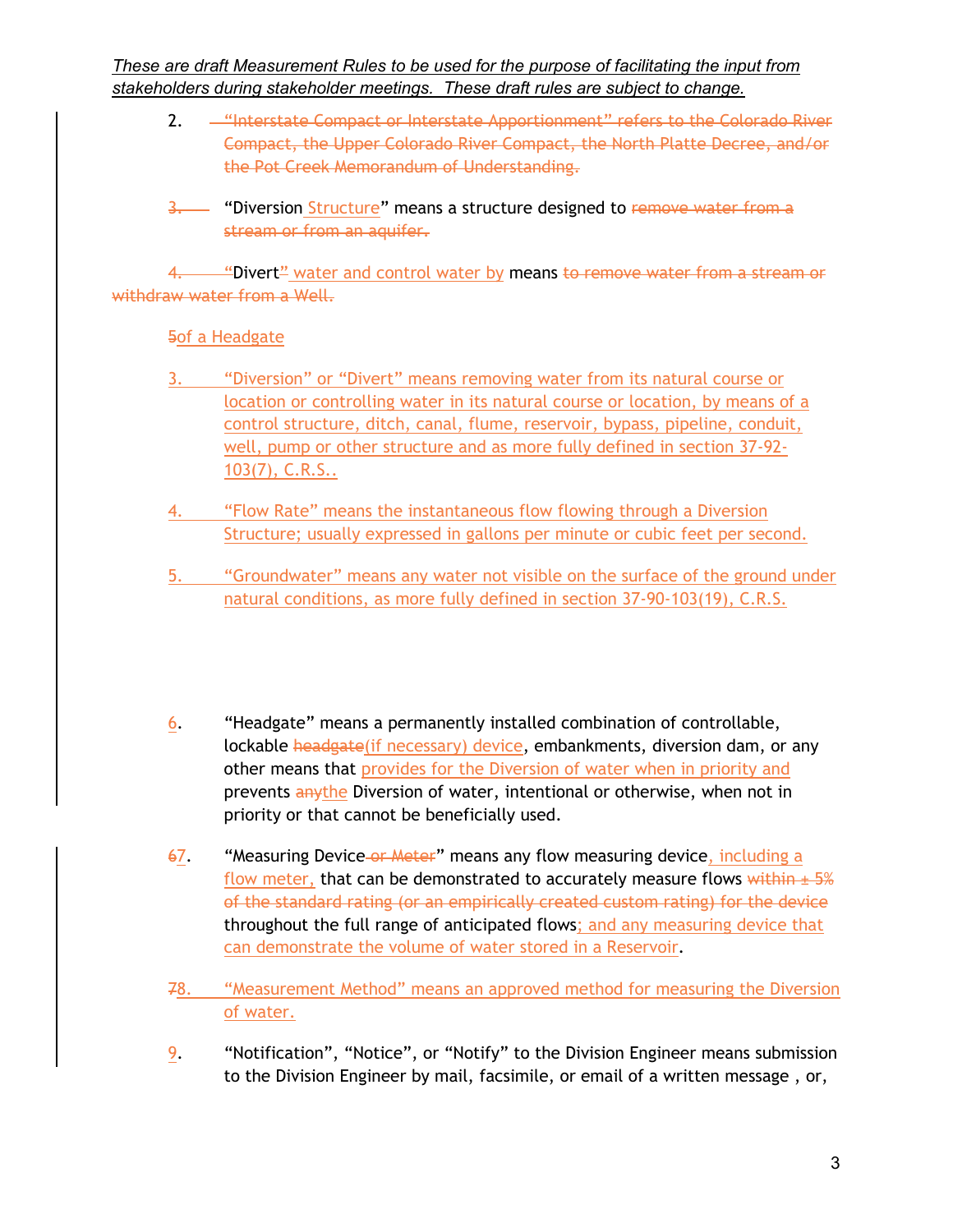*These are draft Measurement Rules to be used for the purpose of facilitating the input from stakeholders during stakeholder meetings. These draft rules are subject to change.*

2. ~~"Interstate Compact or Interstate Apportionment" refers to the Colorado River Compact, the Upper Colorado River Compact, the North Platte Decree, and/or the Pot Creek Memorandum of Understanding.~~

~~3.~~ "Diversion Structure" means a structure designed to ~~remove water from a stream or from an aquifer.~~

~~4.~~ ~~"~~Divert~~"~~ water and control water by means ~~to remove water from a stream or withdraw water from a Well.~~

~~5~~of a Headgate

3. "Diversion" or "Divert" means removing water from its natural course or location or controlling water in its natural course or location, by means of a control structure, ditch, canal, flume, reservoir, bypass, pipeline, conduit, well, pump or other structure and as more fully defined in section 37-92-103(7), C.R.S..

4. "Flow Rate" means the instantaneous flow flowing through a Diversion Structure; usually expressed in gallons per minute or cubic feet per second.

5. "Groundwater" means any water not visible on the surface of the ground under natural conditions, as more fully defined in section 37-90-103(19), C.R.S.

6. "Headgate" means a permanently installed combination of controllable, lockable ~~headgate~~(if necessary) device, embankments, diversion dam, or any other means that provides for the Diversion of water when in priority and prevents ~~any~~the Diversion of water, intentional or otherwise, when not in priority or that cannot be beneficially used.

~~6~~7. "Measuring Device ~~or Meter~~" means any flow measuring device, including a flow meter, that can be demonstrated to accurately measure flows ~~within ± 5% of the standard rating (or an empirically created custom rating) for the device~~ throughout the full range of anticipated flows; and any measuring device that can demonstrate the volume of water stored in a Reservoir.

~~7~~8. "Measurement Method" means an approved method for measuring the Diversion of water.

9. "Notification", "Notice", or "Notify" to the Division Engineer means submission to the Division Engineer by mail, facsimile, or email of a written message , or,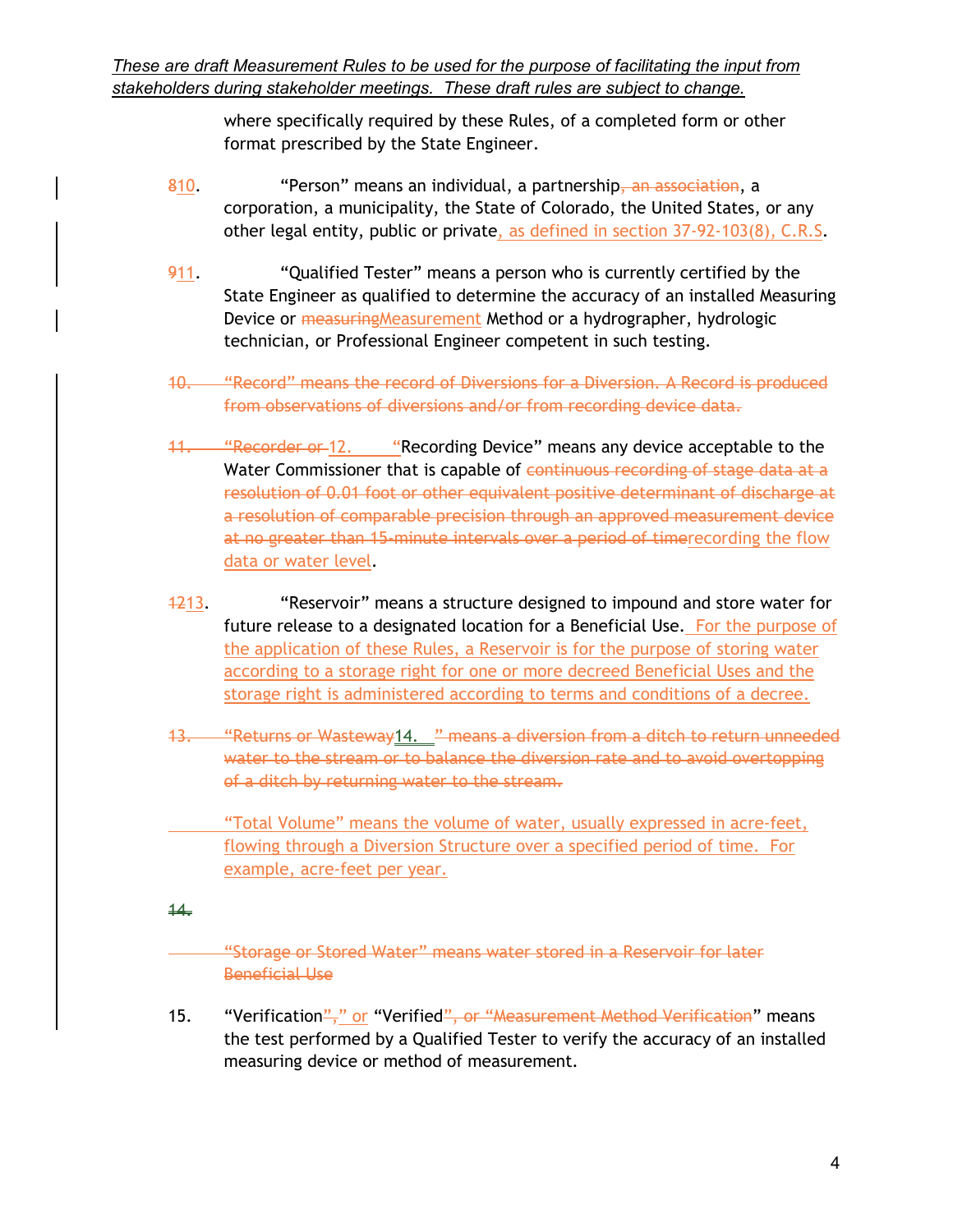*These are draft Measurement Rules to be used for the purpose of facilitating the input from stakeholders during stakeholder meetings. These draft rules are subject to change.*

where specifically required by these Rules, of a completed form or other format prescribed by the State Engineer.

~~8~~10. "Person" means an individual, a partnership~~, an association~~, a corporation, a municipality, the State of Colorado, the United States, or any other legal entity, public or private, as defined in section 37-92-103(8), C.R.S.

~~9~~11. "Qualified Tester" means a person who is currently certified by the State Engineer as qualified to determine the accuracy of an installed Measuring Device or ~~measuring~~Measurement Method or a hydrographer, hydrologic technician, or Professional Engineer competent in such testing.

~~10. "Record" means the record of Diversions for a Diversion. A Record is produced from observations of diversions and/or from recording device data.~~

~~11. "Recorder or~~ 12. "Recording Device" means any device acceptable to the Water Commissioner that is capable of ~~continuous recording of stage data at a resolution of 0.01 foot or other equivalent positive determinant of discharge at a resolution of comparable precision through an approved measurement device at no greater than 15-minute intervals over a period of time~~recording the flow data or water level.

~~12~~13. "Reservoir" means a structure designed to impound and store water for future release to a designated location for a Beneficial Use. For the purpose of the application of these Rules, a Reservoir is for the purpose of storing water according to a storage right for one or more decreed Beneficial Uses and the storage right is administered according to terms and conditions of a decree.

~~13. "Returns or Wasteway~~14. ~~" means a diversion from a ditch to return unneeded water to the stream or to balance the diversion rate and to avoid overtopping of a ditch by returning water to the stream.~~

"Total Volume" means the volume of water, usually expressed in acre-feet, flowing through a Diversion Structure over a specified period of time. For example, acre-feet per year.

~~14.~~

~~"Storage or Stored Water" means water stored in a Reservoir for later Beneficial Use~~

15. "Verification~~",~~," or "Verified~~", or "Measurement Method Verification~~" means the test performed by a Qualified Tester to verify the accuracy of an installed measuring device or method of measurement.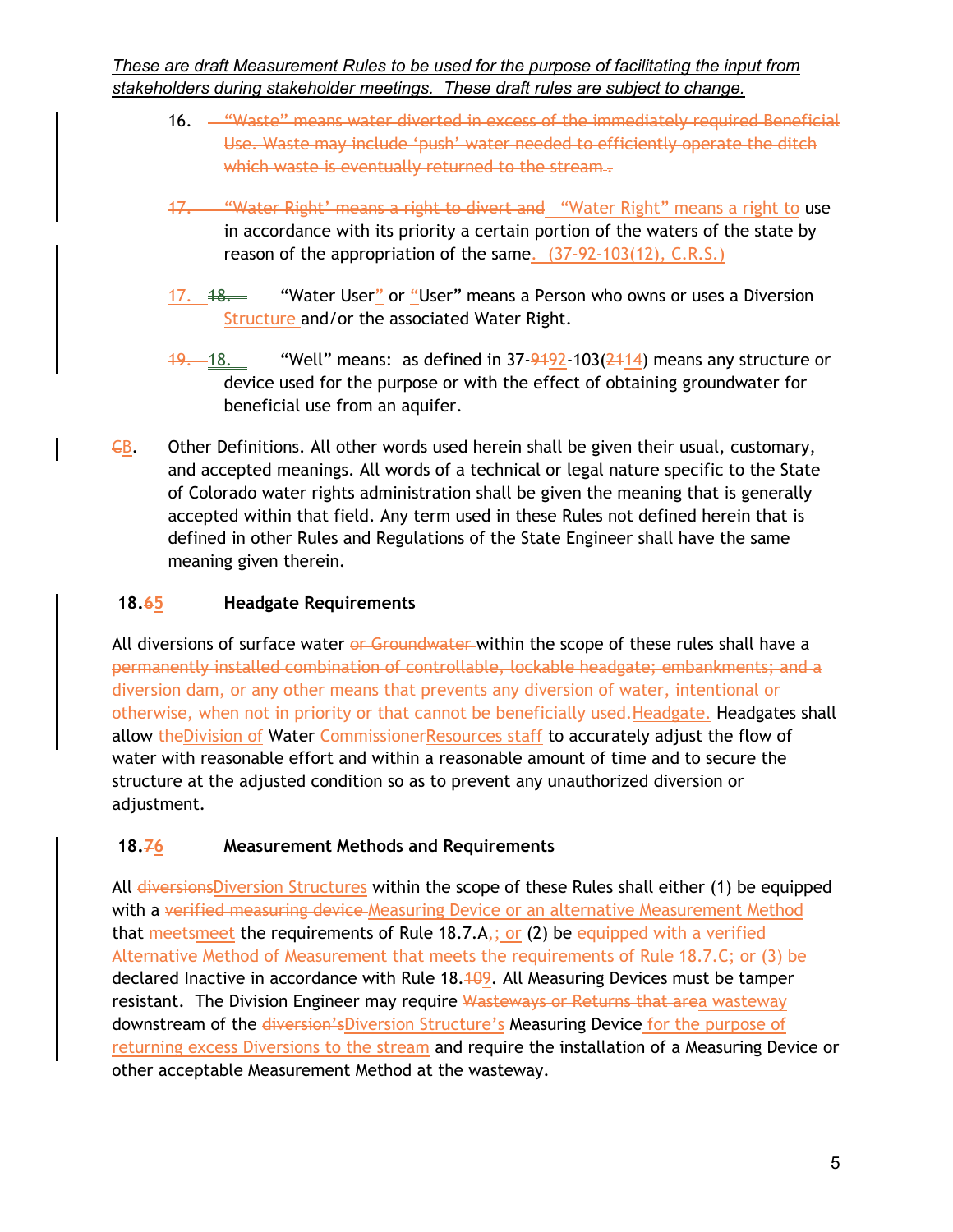*These are draft Measurement Rules to be used for the purpose of facilitating the input from stakeholders during stakeholder meetings. These draft rules are subject to change.*

16. ~~"Waste" means water diverted in excess of the immediately required Beneficial Use. Waste may include 'push' water needed to efficiently operate the ditch which waste is eventually returned to the stream.~~

~~17. "Water Right' means a right to divert and~~ "Water Right" means a right to use in accordance with its priority a certain portion of the waters of the state by reason of the appropriation of the same. (37-92-103(12), C.R.S.)

17. ~~18.~~ "Water User" or "User" means a Person who owns or uses a Diversion Structure and/or the associated Water Right.

~~19.~~ 18. "Well" means: as defined in 37-~~91~~92-103(~~21~~14) means any structure or device used for the purpose or with the effect of obtaining groundwater for beneficial use from an aquifer.

~~C~~B. Other Definitions. All other words used herein shall be given their usual, customary, and accepted meanings. All words of a technical or legal nature specific to the State of Colorado water rights administration shall be given the meaning that is generally accepted within that field. Any term used in these Rules not defined herein that is defined in other Rules and Regulations of the State Engineer shall have the same meaning given therein.

**18.~~6~~5 Headgate Requirements**

All diversions of surface water ~~or Groundwater~~ within the scope of these rules shall have a ~~permanently installed combination of controllable, lockable headgate; embankments; and a diversion dam, or any other means that prevents any diversion of water, intentional or otherwise, when not in priority or that cannot be beneficially used.~~Headgate. Headgates shall allow ~~the~~Division of Water ~~Commissioner~~Resources staff to accurately adjust the flow of water with reasonable effort and within a reasonable amount of time and to secure the structure at the adjusted condition so as to prevent any unauthorized diversion or adjustment.

**18.~~7~~6 Measurement Methods and Requirements**

All ~~diversions~~Diversion Structures within the scope of these Rules shall either (1) be equipped with a ~~verified measuring device~~ Measuring Device or an alternative Measurement Method that ~~meets~~meet the requirements of Rule 18.7.A~~,;~~ or (2) be ~~equipped with a verified Alternative Method of Measurement that meets the requirements of Rule 18.7.C; or (3) be~~ declared Inactive in accordance with Rule 18.~~10~~9. All Measuring Devices must be tamper resistant. The Division Engineer may require ~~Wasteways or Returns that are~~a wasteway downstream of the ~~diversion's~~Diversion Structure's Measuring Device for the purpose of returning excess Diversions to the stream and require the installation of a Measuring Device or other acceptable Measurement Method at the wasteway.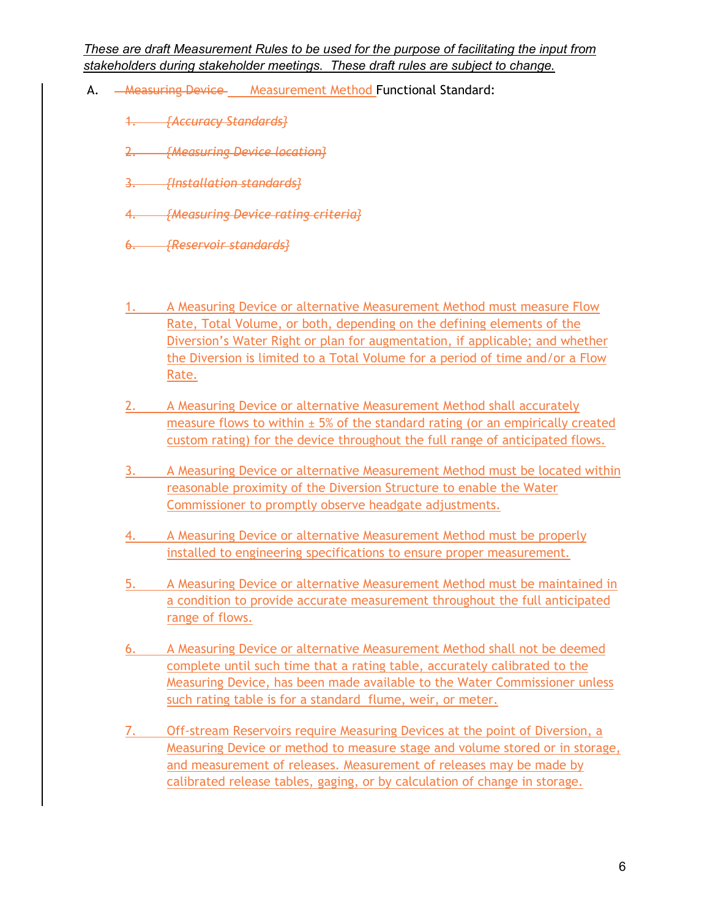*These are draft Measurement Rules to be used for the purpose of facilitating the input from stakeholders during stakeholder meetings. These draft rules are subject to change.*

A. ~~Measuring Device~~ Measurement Method Functional Standard:

~~1. {Accuracy Standards}~~

~~2. {Measuring Device location}~~

~~3. {Installation standards}~~

~~4. {Measuring Device rating criteria}~~

~~6. {Reservoir standards}~~

1. A Measuring Device or alternative Measurement Method must measure Flow Rate, Total Volume, or both, depending on the defining elements of the Diversion's Water Right or plan for augmentation, if applicable; and whether the Diversion is limited to a Total Volume for a period of time and/or a Flow Rate.

2. A Measuring Device or alternative Measurement Method shall accurately measure flows to within ± 5% of the standard rating (or an empirically created custom rating) for the device throughout the full range of anticipated flows.

3. A Measuring Device or alternative Measurement Method must be located within reasonable proximity of the Diversion Structure to enable the Water Commissioner to promptly observe headgate adjustments.

4. A Measuring Device or alternative Measurement Method must be properly installed to engineering specifications to ensure proper measurement.

5. A Measuring Device or alternative Measurement Method must be maintained in a condition to provide accurate measurement throughout the full anticipated range of flows.

6. A Measuring Device or alternative Measurement Method shall not be deemed complete until such time that a rating table, accurately calibrated to the Measuring Device, has been made available to the Water Commissioner unless such rating table is for a standard flume, weir, or meter.

7. Off-stream Reservoirs require Measuring Devices at the point of Diversion, a Measuring Device or method to measure stage and volume stored or in storage, and measurement of releases. Measurement of releases may be made by calibrated release tables, gaging, or by calculation of change in storage.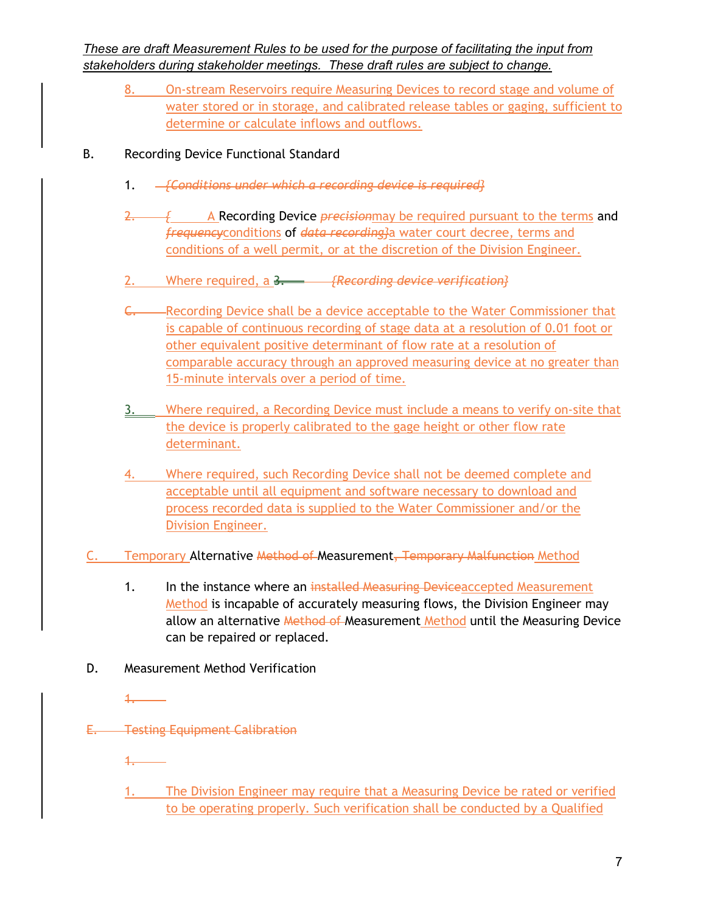8. On-stream Reservoirs require Measuring Devices to record stage and volume of water stored or in storage, and calibrated release tables or gaging, sufficient to determine or calculate inflows and outflows.

B. Recording Device Functional Standard

1. ~~{Conditions under which a recording device is required}~~

~~2.~~ ~~{~~ A Recording Device ~~precision~~may be required pursuant to the terms and ~~frequency~~conditions of ~~data recording}~~a water court decree, terms and conditions of a well permit, or at the discretion of the Division Engineer.

2. Where required, a ~~3.~~ ~~{Recording device verification}~~

~~C.~~ Recording Device shall be a device acceptable to the Water Commissioner that is capable of continuous recording of stage data at a resolution of 0.01 foot or other equivalent positive determinant of flow rate at a resolution of comparable accuracy through an approved measuring device at no greater than 15-minute intervals over a period of time.

3. Where required, a Recording Device must include a means to verify on-site that the device is properly calibrated to the gage height or other flow rate determinant.

4. Where required, such Recording Device shall not be deemed complete and acceptable until all equipment and software necessary to download and process recorded data is supplied to the Water Commissioner and/or the Division Engineer.

C. Temporary Alternative ~~Method of~~ Measurement~~, Temporary Malfunction~~ Method

1. In the instance where an ~~installed Measuring Device~~accepted Measurement Method is incapable of accurately measuring flows, the Division Engineer may allow an alternative ~~Method of~~ Measurement Method until the Measuring Device can be repaired or replaced.

D. Measurement Method Verification

~~1.~~

~~E. Testing Equipment Calibration~~

~~1.~~

1. The Division Engineer may require that a Measuring Device be rated or verified to be operating properly. Such verification shall be conducted by a Qualified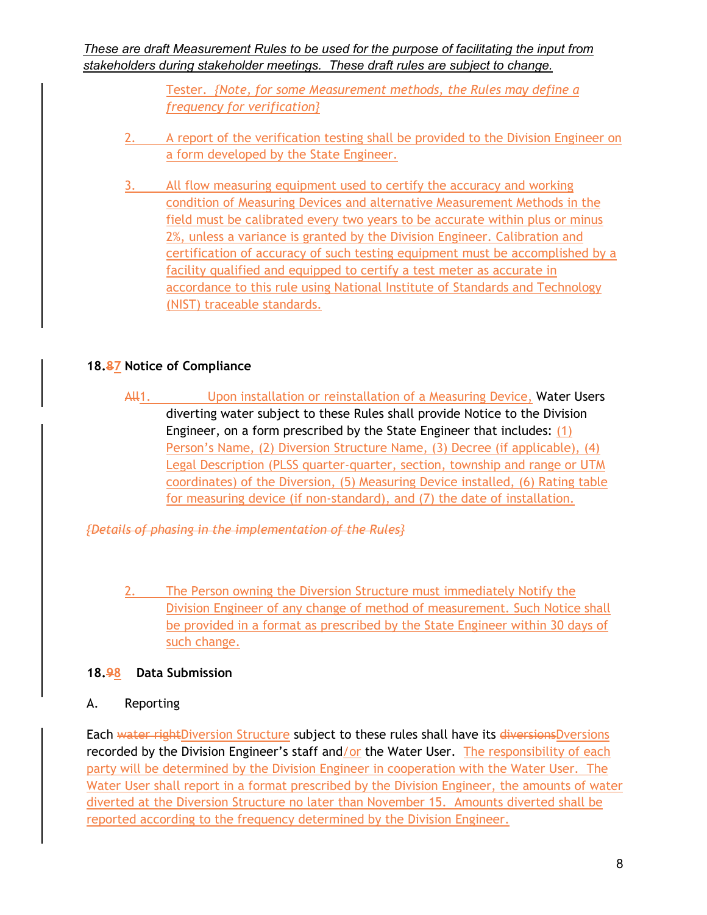*These are draft Measurement Rules to be used for the purpose of facilitating the input from stakeholders during stakeholder meetings. These draft rules are subject to change.*

Tester. *{Note, for some Measurement methods, the Rules may define a frequency for verification}*

2. A report of the verification testing shall be provided to the Division Engineer on a form developed by the State Engineer.

3. All flow measuring equipment used to certify the accuracy and working condition of Measuring Devices and alternative Measurement Methods in the field must be calibrated every two years to be accurate within plus or minus 2%, unless a variance is granted by the Division Engineer. Calibration and certification of accuracy of such testing equipment must be accomplished by a facility qualified and equipped to certify a test meter as accurate in accordance to this rule using National Institute of Standards and Technology (NIST) traceable standards.

**18.~~8~~7 Notice of Compliance**

~~All~~1. Upon installation or reinstallation of a Measuring Device, Water Users diverting water subject to these Rules shall provide Notice to the Division Engineer, on a form prescribed by the State Engineer that includes: (1) Person's Name, (2) Diversion Structure Name, (3) Decree (if applicable), (4) Legal Description (PLSS quarter-quarter, section, township and range or UTM coordinates) of the Diversion, (5) Measuring Device installed, (6) Rating table for measuring device (if non-standard), and (7) the date of installation.

~~*{Details of phasing in the implementation of the Rules}*~~

2. The Person owning the Diversion Structure must immediately Notify the Division Engineer of any change of method of measurement. Such Notice shall be provided in a format as prescribed by the State Engineer within 30 days of such change.

**18.~~9~~8 Data Submission**

A. Reporting

Each ~~water right~~Diversion Structure subject to these rules shall have its ~~diversions~~Dversions recorded by the Division Engineer's staff and/or the Water User. The responsibility of each party will be determined by the Division Engineer in cooperation with the Water User. The Water User shall report in a format prescribed by the Division Engineer, the amounts of water diverted at the Diversion Structure no later than November 15. Amounts diverted shall be reported according to the frequency determined by the Division Engineer.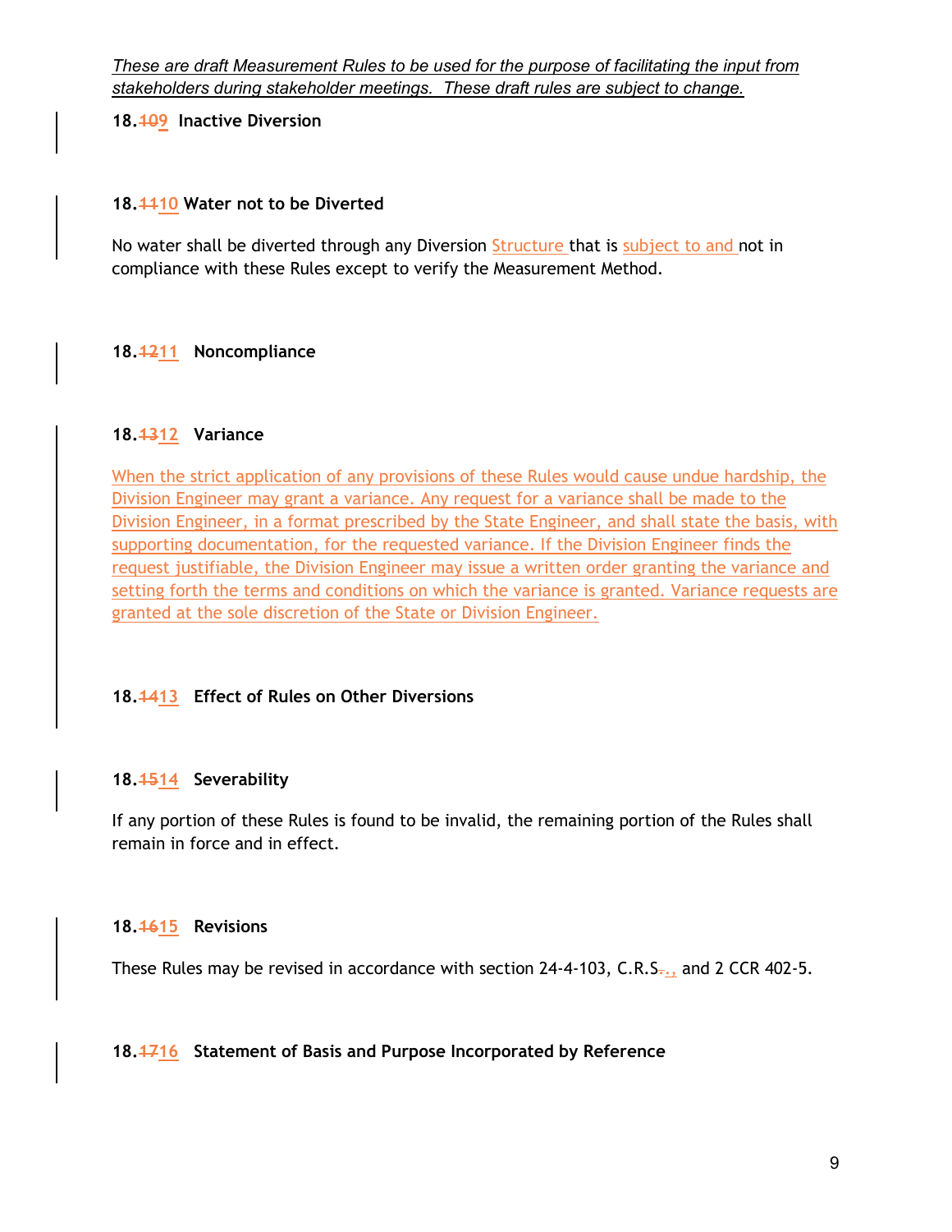*These are draft Measurement Rules to be used for the purpose of facilitating the input from stakeholders during stakeholder meetings. These draft rules are subject to change.*

**18.~~10~~9 Inactive Diversion**

**18.~~11~~10 Water not to be Diverted**

No water shall be diverted through any Diversion Structure that is subject to and not in compliance with these Rules except to verify the Measurement Method.

**18.~~12~~11 Noncompliance**

**18.~~13~~12 Variance**

When the strict application of any provisions of these Rules would cause undue hardship, the Division Engineer may grant a variance. Any request for a variance shall be made to the Division Engineer, in a format prescribed by the State Engineer, and shall state the basis, with supporting documentation, for the requested variance. If the Division Engineer finds the request justifiable, the Division Engineer may issue a written order granting the variance and setting forth the terms and conditions on which the variance is granted. Variance requests are granted at the sole discretion of the State or Division Engineer.

**18.~~14~~13 Effect of Rules on Other Diversions**

**18.~~15~~14 Severability**

If any portion of these Rules is found to be invalid, the remaining portion of the Rules shall remain in force and in effect.

**18.~~16~~15 Revisions**

These Rules may be revised in accordance with section 24-4-103, C.R.S.~~.~~, and 2 CCR 402-5.

**18.~~17~~16 Statement of Basis and Purpose Incorporated by Reference**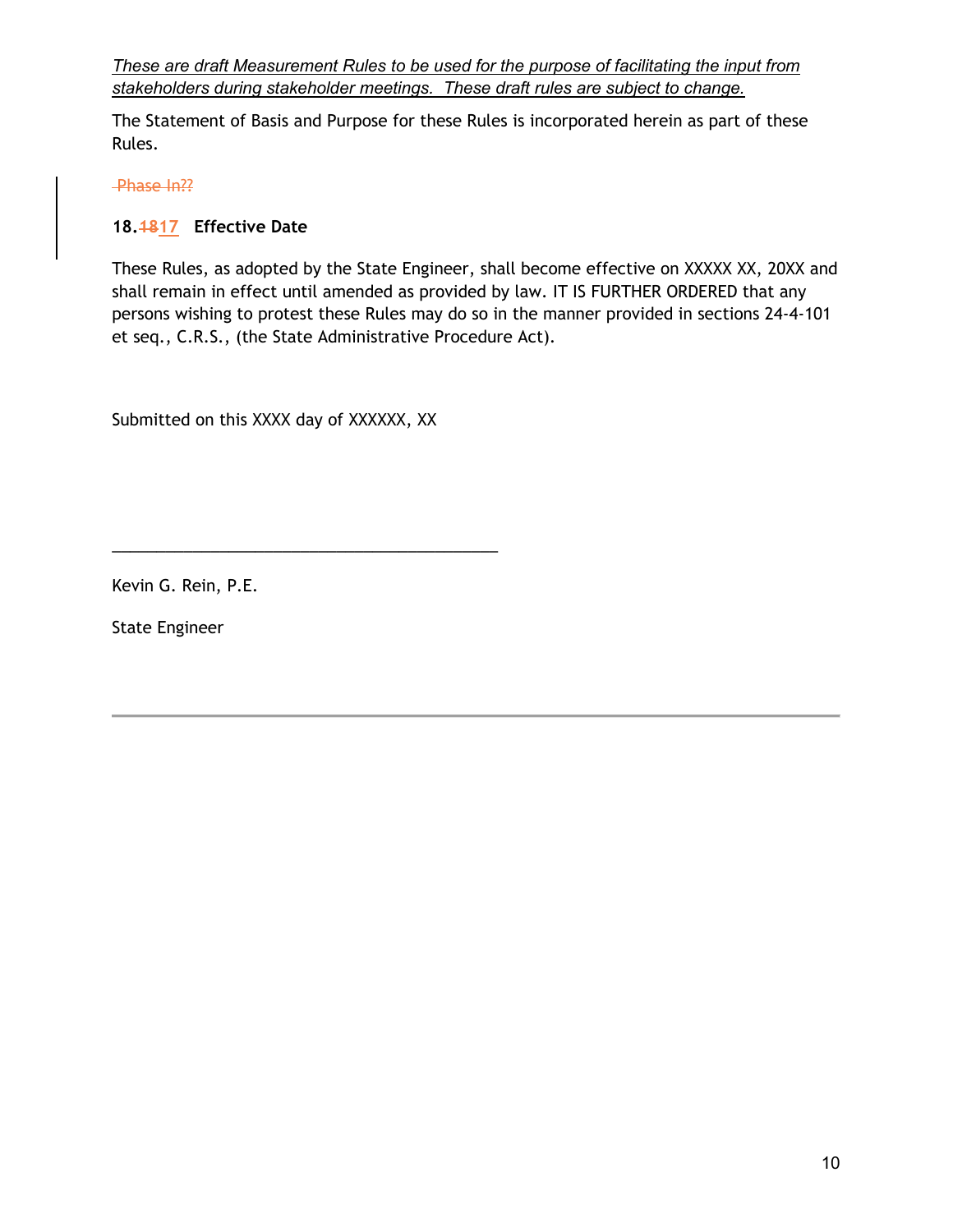*These are draft Measurement Rules to be used for the purpose of facilitating the input from stakeholders during stakeholder meetings. These draft rules are subject to change.*

The Statement of Basis and Purpose for these Rules is incorporated herein as part of these Rules.

~~Phase In??~~

**18.~~18~~17 Effective Date**

These Rules, as adopted by the State Engineer, shall become effective on XXXXX XX, 20XX and shall remain in effect until amended as provided by law. IT IS FURTHER ORDERED that any persons wishing to protest these Rules may do so in the manner provided in sections 24-4-101 et seq., C.R.S., (the State Administrative Procedure Act).

Submitted on this XXXX day of XXXXXX, XX

\_\_\_\_\_\_\_\_\_\_\_\_\_\_\_\_\_\_\_\_\_\_\_\_\_\_\_\_\_\_\_\_\_\_\_\_\_\_\_\_\_\_\_\_

Kevin G. Rein, P.E.

State Engineer